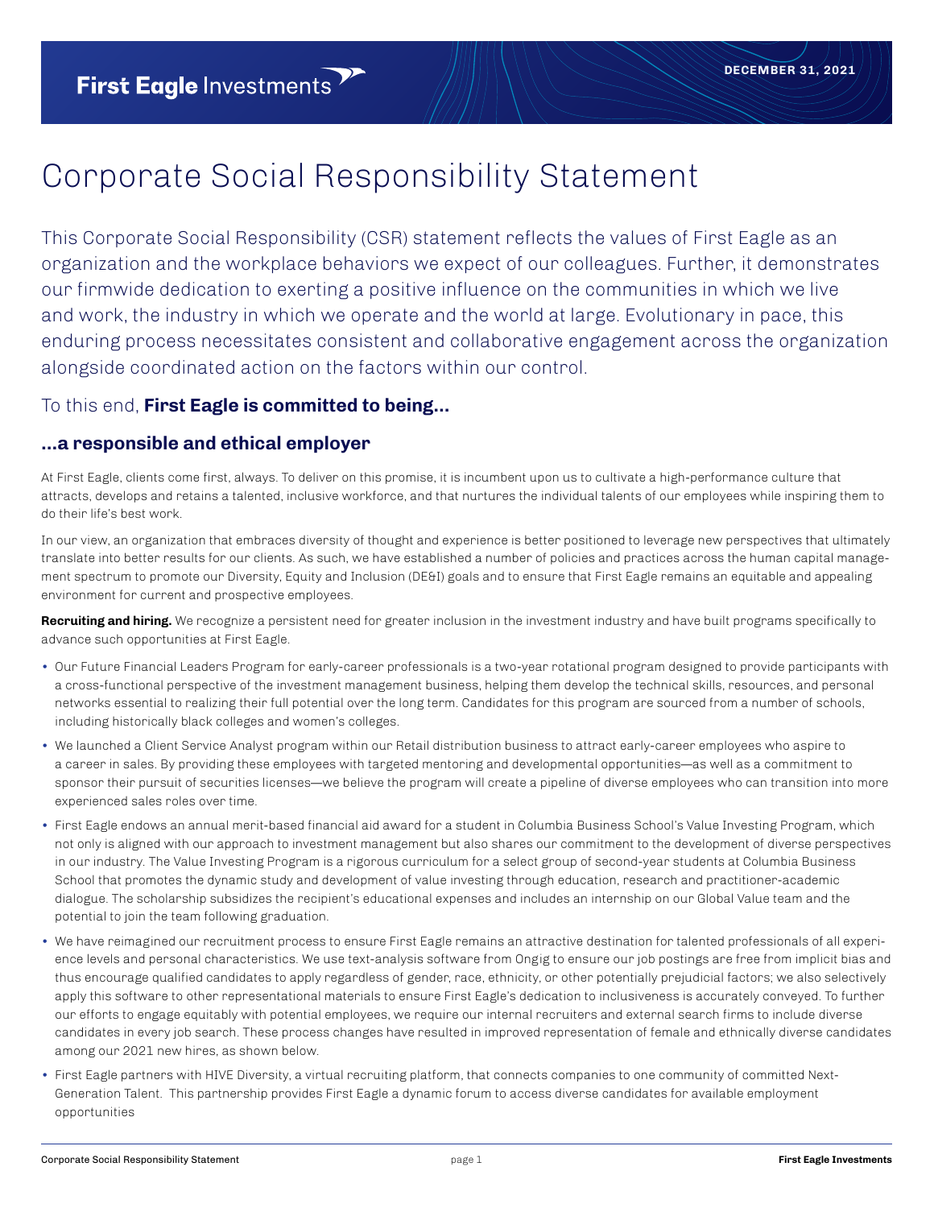First Eagle Investments

DECEMBER 31, 2021

# Corporate Social Responsibility Statement

This Corporate Social Responsibility (CSR) statement reflects the values of First Eagle as an organization and the workplace behaviors we expect of our colleagues. Further, it demonstrates our firmwide dedication to exerting a positive influence on the communities in which we live and work, the industry in which we operate and the world at large. Evolutionary in pace, this enduring process necessitates consistent and collaborative engagement across the organization alongside coordinated action on the factors within our control.

## To this end, **First Eagle is committed to being...**

### ...a responsible and ethical employer

At First Eagle, clients come first, always. To deliver on this promise, it is incumbent upon us to cultivate a high-performance culture that attracts, develops and retains a talented, inclusive workforce, and that nurtures the individual talents of our employees while inspiring them to do their life's best work.

In our view, an organization that embraces diversity of thought and experience is better positioned to leverage new perspectives that ultimately translate into better results for our clients. As such, we have established a number of policies and practices across the human capital management spectrum to promote our Diversity, Equity and Inclusion (DE&I) goals and to ensure that First Eagle remains an equitable and appealing environment for current and prospective employees.

**Recruiting and hiring.** We recognize a persistent need for greater inclusion in the investment industry and have built programs specifically to advance such opportunities at First Eagle.

- Our Future Financial Leaders Program for early-career professionals is a two-year rotational program designed to provide participants with a cross-functional perspective of the investment management business, helping them develop the technical skills, resources, and personal networks essential to realizing their full potential over the long term. Candidates for this program are sourced from a number of schools, including historically black colleges and women's colleges.
- We launched a Client Service Analyst program within our Retail distribution business to attract early-career employees who aspire to a career in sales. By providing these employees with targeted mentoring and developmental opportunities—as well as a commitment to sponsor their pursuit of securities licenses—we believe the program will create a pipeline of diverse employees who can transition into more experienced sales roles over time.
- First Eagle endows an annual merit-based financial aid award for a student in Columbia Business School's Value Investing Program, which not only is aligned with our approach to investment management but also shares our commitment to the development of diverse perspectives in our industry. The Value Investing Program is a rigorous curriculum for a select group of second-year students at Columbia Business School that promotes the dynamic study and development of value investing through education, research and practitioner-academic dialogue. The scholarship subsidizes the recipient's educational expenses and includes an internship on our Global Value team and the potential to join the team following graduation.
- We have reimagined our recruitment process to ensure First Eagle remains an attractive destination for talented professionals of all experience levels and personal characteristics. We use text-analysis software from Ongig to ensure our job postings are free from implicit bias and thus encourage qualified candidates to apply regardless of gender, race, ethnicity, or other potentially prejudicial factors; we also selectively apply this software to other representational materials to ensure First Eagle's dedication to inclusiveness is accurately conveyed. To further our efforts to engage equitably with potential employees, we require our internal recruiters and external search firms to include diverse candidates in every job search. These process changes have resulted in improved representation of female and ethnically diverse candidates among our 2021 new hires, as shown below.
- First Eagle partners with HIVE Diversity, a virtual recruiting platform, that connects companies to one community of committed Next-Generation Talent. This partnership provides First Eagle a dynamic forum to access diverse candidates for available employment opportunities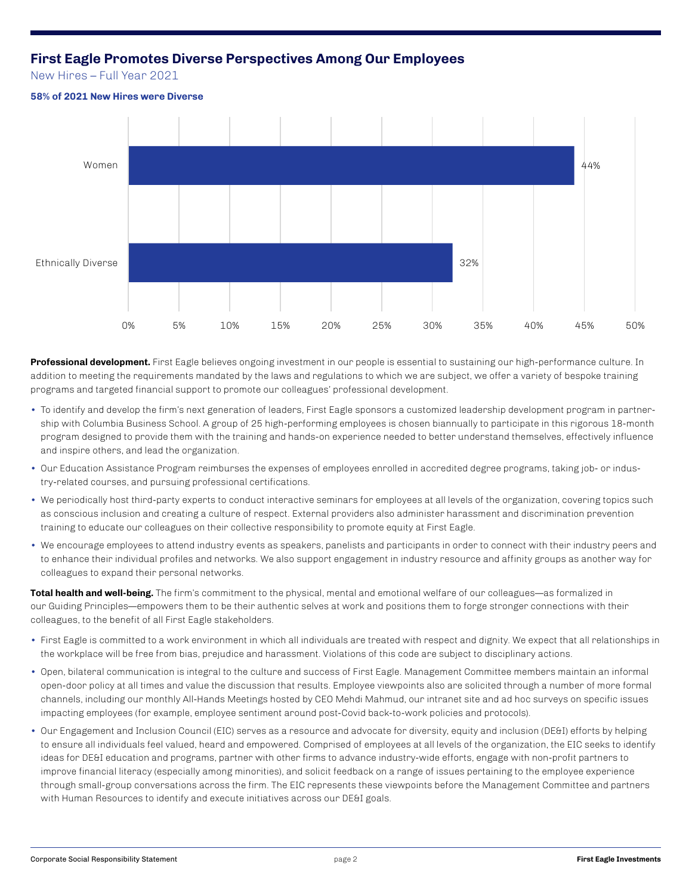## First Eagle Promotes Diverse Perspectives Among Our Employees

New Hires – Full Year 2021

**58% of 2021 New Hires were Diverse**

| Category | Percentage |
| --- | --- |
| Women | 44% |
| Ethnically Diverse | 32% |

**Professional development.** First Eagle believes ongoing investment in our people is essential to sustaining our high-performance culture. In addition to meeting the requirements mandated by the laws and regulations to which we are subject, we offer a variety of bespoke training programs and targeted financial support to promote our colleagues' professional development.

- To identify and develop the firm's next generation of leaders, First Eagle sponsors a customized leadership development program in partnership with Columbia Business School. A group of 25 high-performing employees is chosen biannually to participate in this rigorous 18-month program designed to provide them with the training and hands-on experience needed to better understand themselves, effectively influence and inspire others, and lead the organization.
- Our Education Assistance Program reimburses the expenses of employees enrolled in accredited degree programs, taking job- or industry-related courses, and pursuing professional certifications.
- We periodically host third-party experts to conduct interactive seminars for employees at all levels of the organization, covering topics such as conscious inclusion and creating a culture of respect. External providers also administer harassment and discrimination prevention training to educate our colleagues on their collective responsibility to promote equity at First Eagle.
- We encourage employees to attend industry events as speakers, panelists and participants in order to connect with their industry peers and to enhance their individual profiles and networks. We also support engagement in industry resource and affinity groups as another way for colleagues to expand their personal networks.

**Total health and well-being.** The firm's commitment to the physical, mental and emotional welfare of our colleagues—as formalized in our Guiding Principles—empowers them to be their authentic selves at work and positions them to forge stronger connections with their colleagues, to the benefit of all First Eagle stakeholders.

- First Eagle is committed to a work environment in which all individuals are treated with respect and dignity. We expect that all relationships in the workplace will be free from bias, prejudice and harassment. Violations of this code are subject to disciplinary actions.
- Open, bilateral communication is integral to the culture and success of First Eagle. Management Committee members maintain an informal open-door policy at all times and value the discussion that results. Employee viewpoints also are solicited through a number of more formal channels, including our monthly All-Hands Meetings hosted by CEO Mehdi Mahmud, our intranet site and ad hoc surveys on specific issues impacting employees (for example, employee sentiment around post-Covid back-to-work policies and protocols).
- Our Engagement and Inclusion Council (EIC) serves as a resource and advocate for diversity, equity and inclusion (DE&I) efforts by helping to ensure all individuals feel valued, heard and empowered. Comprised of employees at all levels of the organization, the EIC seeks to identify ideas for DE&I education and programs, partner with other firms to advance industry-wide efforts, engage with non-profit partners to improve financial literacy (especially among minorities), and solicit feedback on a range of issues pertaining to the employee experience through small-group conversations across the firm. The EIC represents these viewpoints before the Management Committee and partners with Human Resources to identify and execute initiatives across our DE&I goals.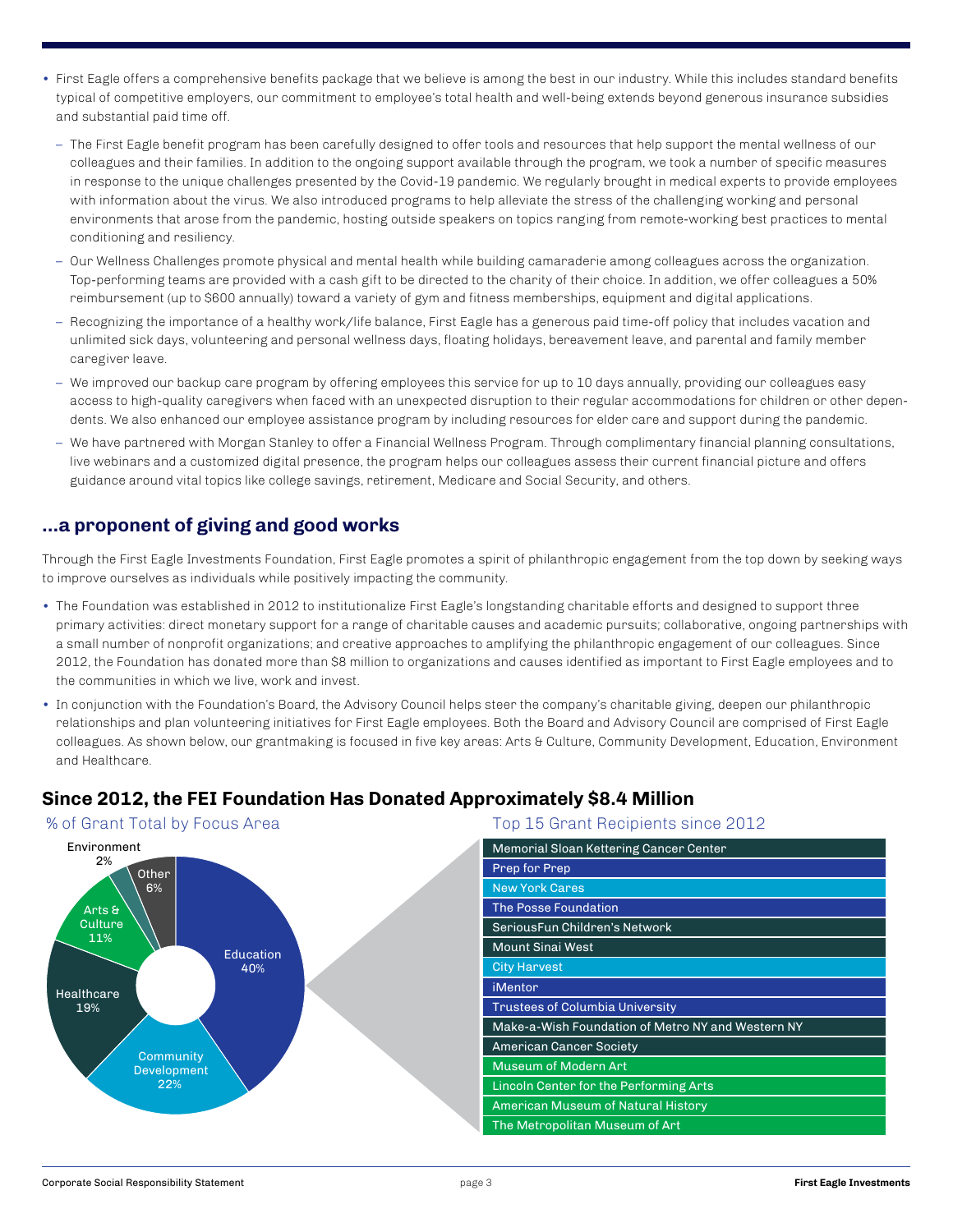- First Eagle offers a comprehensive benefits package that we believe is among the best in our industry. While this includes standard benefits typical of competitive employers, our commitment to employee's total health and well-being extends beyond generous insurance subsidies and substantial paid time off.
  - The First Eagle benefit program has been carefully designed to offer tools and resources that help support the mental wellness of our colleagues and their families. In addition to the ongoing support available through the program, we took a number of specific measures in response to the unique challenges presented by the Covid-19 pandemic. We regularly brought in medical experts to provide employees with information about the virus. We also introduced programs to help alleviate the stress of the challenging working and personal environments that arose from the pandemic, hosting outside speakers on topics ranging from remote-working best practices to mental conditioning and resiliency.
  - Our Wellness Challenges promote physical and mental health while building camaraderie among colleagues across the organization. Top-performing teams are provided with a cash gift to be directed to the charity of their choice. In addition, we offer colleagues a 50% reimbursement (up to $600 annually) toward a variety of gym and fitness memberships, equipment and digital applications.
  - Recognizing the importance of a healthy work/life balance, First Eagle has a generous paid time-off policy that includes vacation and unlimited sick days, volunteering and personal wellness days, floating holidays, bereavement leave, and parental and family member caregiver leave.
  - We improved our backup care program by offering employees this service for up to 10 days annually, providing our colleagues easy access to high-quality caregivers when faced with an unexpected disruption to their regular accommodations for children or other dependents. We also enhanced our employee assistance program by including resources for elder care and support during the pandemic.
  - We have partnered with Morgan Stanley to offer a Financial Wellness Program. Through complimentary financial planning consultations, live webinars and a customized digital presence, the program helps our colleagues assess their current financial picture and offers guidance around vital topics like college savings, retirement, Medicare and Social Security, and others.

## ...a proponent of giving and good works

Through the First Eagle Investments Foundation, First Eagle promotes a spirit of philanthropic engagement from the top down by seeking ways to improve ourselves as individuals while positively impacting the community.

- The Foundation was established in 2012 to institutionalize First Eagle's longstanding charitable efforts and designed to support three primary activities: direct monetary support for a range of charitable causes and academic pursuits; collaborative, ongoing partnerships with a small number of nonprofit organizations; and creative approaches to amplifying the philanthropic engagement of our colleagues. Since 2012, the Foundation has donated more than $8 million to organizations and causes identified as important to First Eagle employees and to the communities in which we live, work and invest.
- In conjunction with the Foundation's Board, the Advisory Council helps steer the company's charitable giving, deepen our philanthropic relationships and plan volunteering initiatives for First Eagle employees. Both the Board and Advisory Council are comprised of First Eagle colleagues. As shown below, our grantmaking is focused in five key areas: Arts & Culture, Community Development, Education, Environment and Healthcare.

### Since 2012, the FEI Foundation Has Donated Approximately $8.4 Million

**% of Grant Total by Focus Area**

| Focus Area | % |
| --- | --- |
| Education | 40% |
| Community Development | 22% |
| Healthcare | 19% |
| Arts & Culture | 11% |
| Environment | 2% |
| Other | 6% |

**Top 15 Grant Recipients since 2012**

| Top 15 Grant Recipients since 2012 |
| --- |
| Memorial Sloan Kettering Cancer Center |
| Prep for Prep |
| New York Cares |
| The Posse Foundation |
| SeriousFun Children's Network |
| Mount Sinai West |
| City Harvest |
| iMentor |
| Trustees of Columbia University |
| Make-a-Wish Foundation of Metro NY and Western NY |
| American Cancer Society |
| Museum of Modern Art |
| Lincoln Center for the Performing Arts |
| American Museum of Natural History |
| The Metropolitan Museum of Art |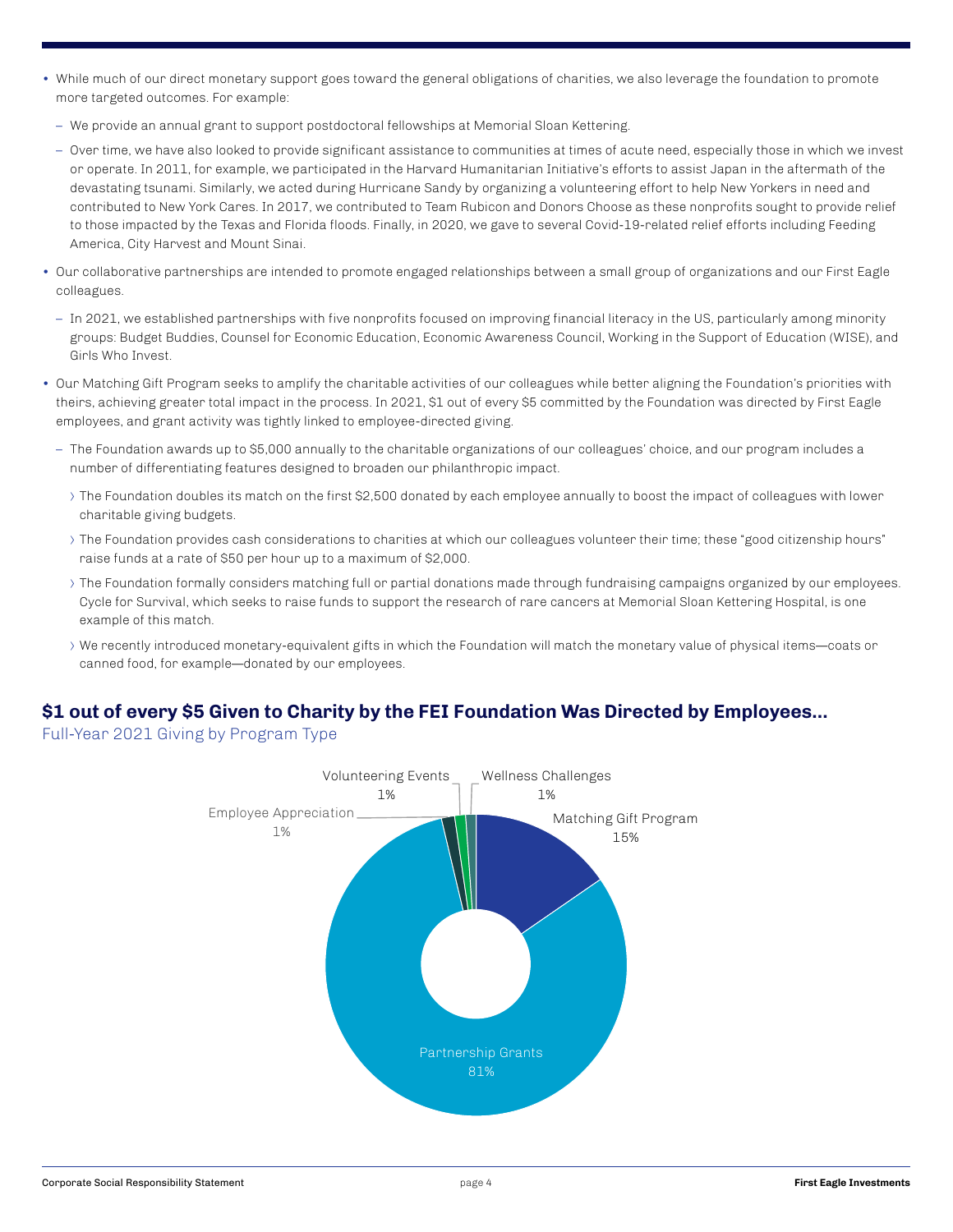- While much of our direct monetary support goes toward the general obligations of charities, we also leverage the foundation to promote more targeted outcomes. For example:
  - We provide an annual grant to support postdoctoral fellowships at Memorial Sloan Kettering.
  - Over time, we have also looked to provide significant assistance to communities at times of acute need, especially those in which we invest or operate. In 2011, for example, we participated in the Harvard Humanitarian Initiative's efforts to assist Japan in the aftermath of the devastating tsunami. Similarly, we acted during Hurricane Sandy by organizing a volunteering effort to help New Yorkers in need and contributed to New York Cares. In 2017, we contributed to Team Rubicon and Donors Choose as these nonprofits sought to provide relief to those impacted by the Texas and Florida floods. Finally, in 2020, we gave to several Covid-19-related relief efforts including Feeding America, City Harvest and Mount Sinai.
- Our collaborative partnerships are intended to promote engaged relationships between a small group of organizations and our First Eagle colleagues.
  - In 2021, we established partnerships with five nonprofits focused on improving financial literacy in the US, particularly among minority groups: Budget Buddies, Counsel for Economic Education, Economic Awareness Council, Working in the Support of Education (WISE), and Girls Who Invest.
- Our Matching Gift Program seeks to amplify the charitable activities of our colleagues while better aligning the Foundation's priorities with theirs, achieving greater total impact in the process. In 2021, $1 out of every $5 committed by the Foundation was directed by First Eagle employees, and grant activity was tightly linked to employee-directed giving.
  - The Foundation awards up to $5,000 annually to the charitable organizations of our colleagues' choice, and our program includes a number of differentiating features designed to broaden our philanthropic impact.
    - The Foundation doubles its match on the first $2,500 donated by each employee annually to boost the impact of colleagues with lower charitable giving budgets.
    - The Foundation provides cash considerations to charities at which our colleagues volunteer their time; these "good citizenship hours" raise funds at a rate of $50 per hour up to a maximum of $2,000.
    - The Foundation formally considers matching full or partial donations made through fundraising campaigns organized by our employees. Cycle for Survival, which seeks to raise funds to support the research of rare cancers at Memorial Sloan Kettering Hospital, is one example of this match.
    - We recently introduced monetary-equivalent gifts in which the Foundation will match the monetary value of physical items—coats or canned food, for example—donated by our employees.

## $1 out of every $5 Given to Charity by the FEI Foundation Was Directed by Employees...

Full-Year 2021 Giving by Program Type

| Program Type | Share |
|---|---|
| Partnership Grants | 81% |
| Matching Gift Program | 15% |
| Employee Appreciation | 1% |
| Volunteering Events | 1% |
| Wellness Challenges | 1% |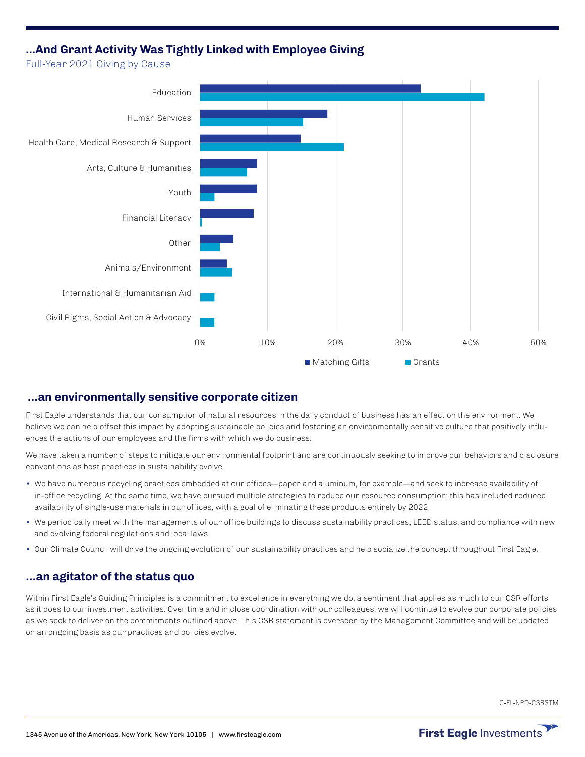## ...And Grant Activity Was Tightly Linked with Employee Giving

Full-Year 2021 Giving by Cause

Education
Human Services
Health Care, Medical Research & Support
Arts, Culture & Humanities
Youth
Financial Literacy
Other
Animals/Environment
International & Humanitarian Aid
Civil Rights, Social Action & Advocacy

0% 10% 20% 30% 40% 50%

Matching Gifts  Grants

## ...an environmentally sensitive corporate citizen

First Eagle understands that our consumption of natural resources in the daily conduct of business has an effect on the environment. We believe we can help offset this impact by adopting sustainable policies and fostering an environmentally sensitive culture that positively influences the actions of our employees and the firms with which we do business.

We have taken a number of steps to mitigate our environmental footprint and are continuously seeking to improve our behaviors and disclosure conventions as best practices in sustainability evolve.

- We have numerous recycling practices embedded at our offices—paper and aluminum, for example—and seek to increase availability of in-office recycling. At the same time, we have pursued multiple strategies to reduce our resource consumption; this has included reduced availability of single-use materials in our offices, with a goal of eliminating these products entirely by 2022.
- We periodically meet with the managements of our office buildings to discuss sustainability practices, LEED status, and compliance with new and evolving federal regulations and local laws.
- Our Climate Council will drive the ongoing evolution of our sustainability practices and help socialize the concept throughout First Eagle.

## ...an agitator of the status quo

Within First Eagle's Guiding Principles is a commitment to excellence in everything we do, a sentiment that applies as much to our CSR efforts as it does to our investment activities. Over time and in close coordination with our colleagues, we will continue to evolve our corporate policies as we seek to deliver on the commitments outlined above. This CSR statement is overseen by the Management Committee and will be updated on an ongoing basis as our practices and policies evolve.

C-FL-NPD-CSRSTM

1345 Avenue of the Americas, New York, New York 10105 | www.firsteagle.com

First Eagle Investments